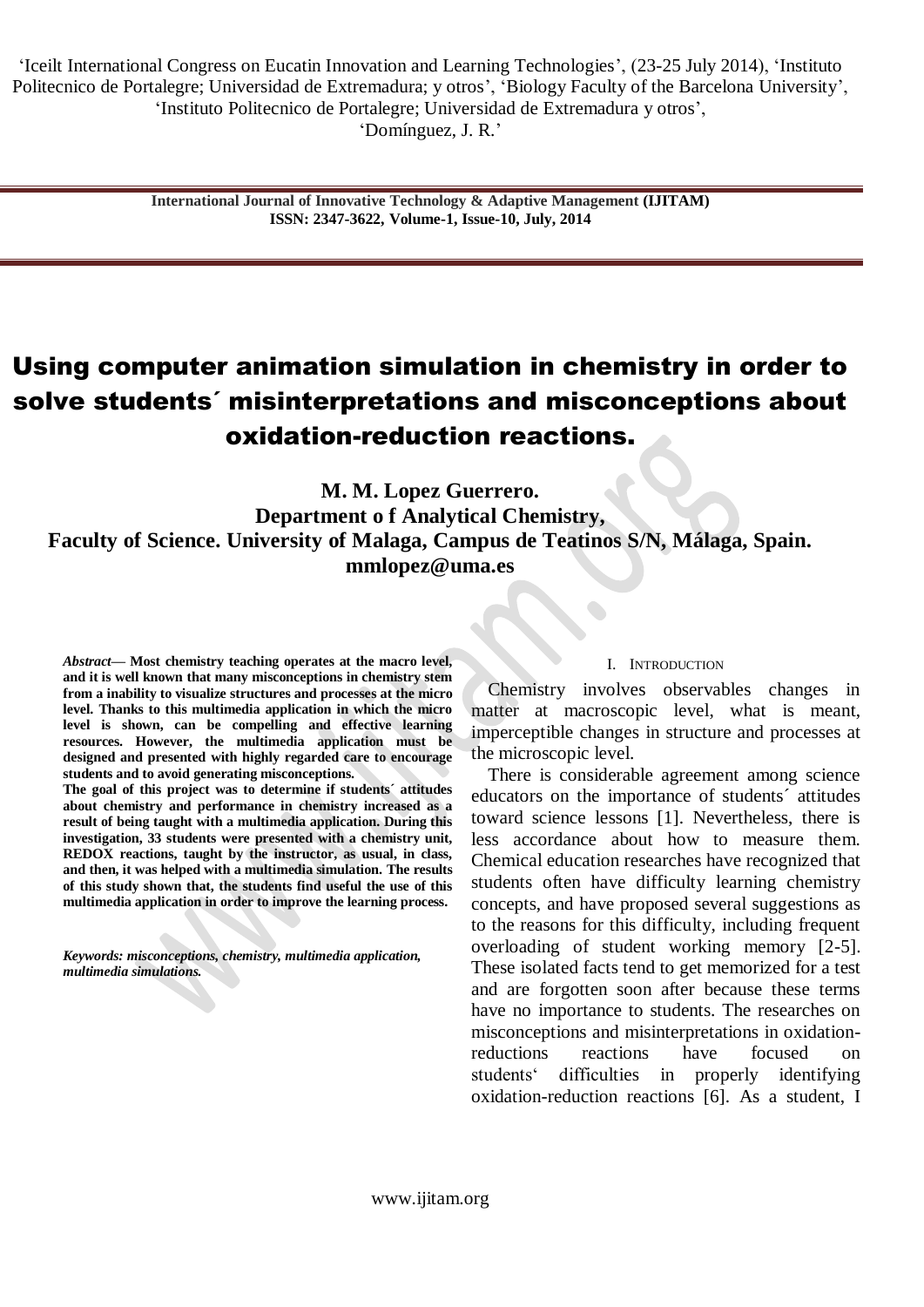'Iceilt International Congress on Eucatin Innovation and Learning Technologies', (23-25 July 2014), 'Instituto Politecnico de Portalegre; Universidad de Extremadura; y otros', 'Biology Faculty of the Barcelona University', 'Instituto Politecnico de Portalegre; Universidad de Extremadura y otros', 'Domínguez, J. R.'

**International Journal of Innovative Technology & Adaptive Management (IJITAM)**
**ISSN: 2347-3622, Volume-1, Issue-10, July, 2014**

# Using computer animation simulation in chemistry in order to solve students´ misinterpretations and misconceptions about oxidation-reduction reactions.

**M. M. Lopez Guerrero.**
**Department o f Analytical Chemistry,**
**Faculty of Science. University of Malaga, Campus de Teatinos S/N, Málaga, Spain.**
**mmlopez@uma.es**

***Abstract*— Most chemistry teaching operates at the macro level, and it is well known that many misconceptions in chemistry stem from a inability to visualize structures and processes at the micro level. Thanks to this multimedia application in which the micro level is shown, can be compelling and effective learning resources. However, the multimedia application must be designed and presented with highly regarded care to encourage students and to avoid generating misconceptions.**

**The goal of this project was to determine if students´ attitudes about chemistry and performance in chemistry increased as a result of being taught with a multimedia application. During this investigation, 33 students were presented with a chemistry unit, REDOX reactions, taught by the instructor, as usual, in class, and then, it was helped with a multimedia simulation. The results of this study shown that, the students find useful the use of this multimedia application in order to improve the learning process.**

***Keywords: misconceptions, chemistry, multimedia application, multimedia simulations.***

## I. Introduction

Chemistry involves observables changes in matter at macroscopic level, what is meant, imperceptible changes in structure and processes at the microscopic level.

There is considerable agreement among science educators on the importance of students´ attitudes toward science lessons [1]. Nevertheless, there is less accordance about how to measure them. Chemical education researches have recognized that students often have difficulty learning chemistry concepts, and have proposed several suggestions as to the reasons for this difficulty, including frequent overloading of student working memory [2-5]. These isolated facts tend to get memorized for a test and are forgotten soon after because these terms have no importance to students. The researches on misconceptions and misinterpretations in oxidation-reductions reactions have focused on students' difficulties in properly identifying oxidation-reduction reactions [6]. As a student, I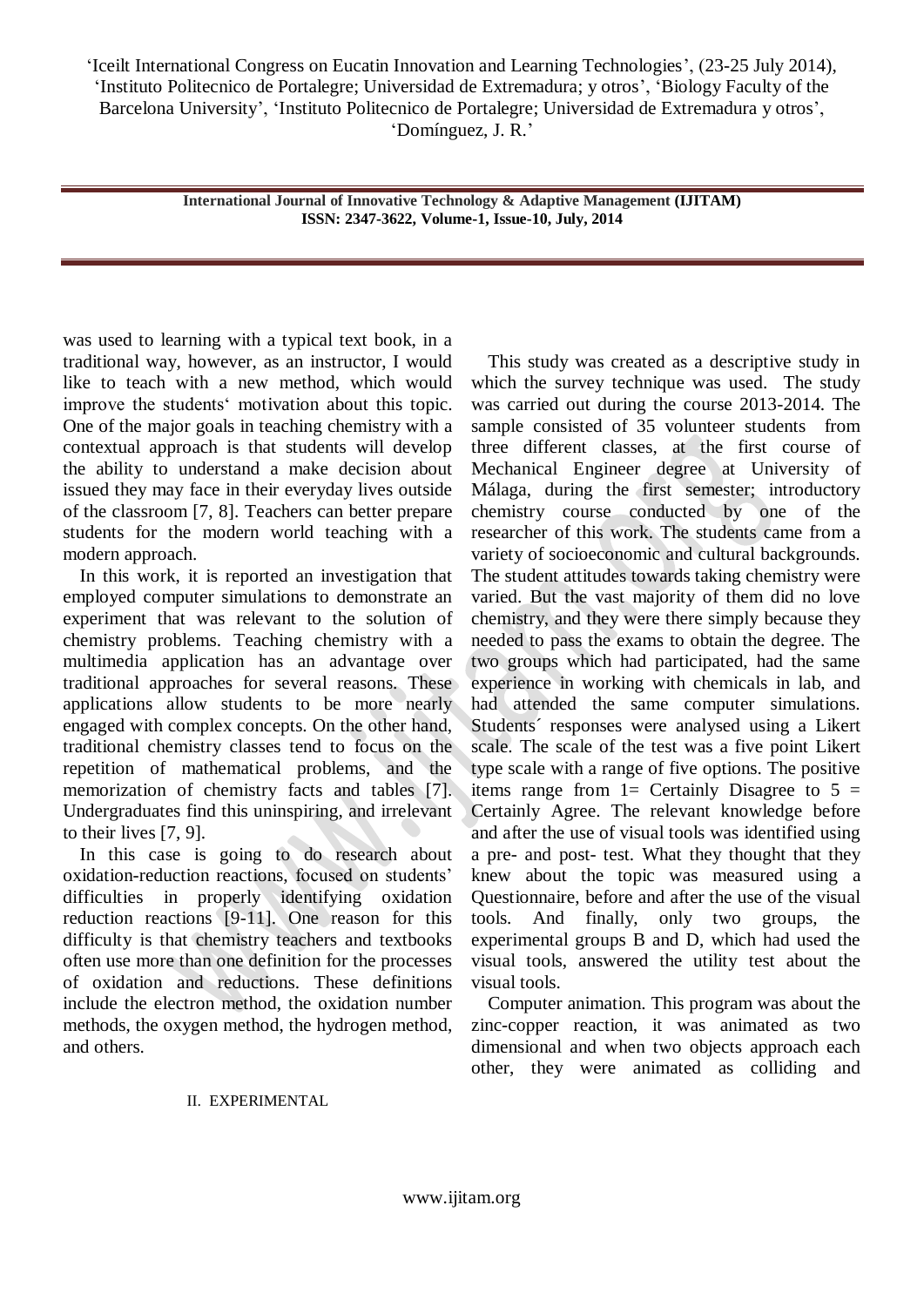was used to learning with a typical text book, in a traditional way, however, as an instructor, I would like to teach with a new method, which would improve the students' motivation about this topic. One of the major goals in teaching chemistry with a contextual approach is that students will develop the ability to understand a make decision about issued they may face in their everyday lives outside of the classroom [7, 8]. Teachers can better prepare students for the modern world teaching with a modern approach.

In this work, it is reported an investigation that employed computer simulations to demonstrate an experiment that was relevant to the solution of chemistry problems. Teaching chemistry with a multimedia application has an advantage over traditional approaches for several reasons. These applications allow students to be more nearly engaged with complex concepts. On the other hand, traditional chemistry classes tend to focus on the repetition of mathematical problems, and the memorization of chemistry facts and tables [7]. Undergraduates find this uninspiring, and irrelevant to their lives [7, 9].

In this case is going to do research about oxidation-reduction reactions, focused on students' difficulties in properly identifying oxidation reduction reactions [9-11]. One reason for this difficulty is that chemistry teachers and textbooks often use more than one definition for the processes of oxidation and reductions. These definitions include the electron method, the oxidation number methods, the oxygen method, the hydrogen method, and others.

## II. EXPERIMENTAL

This study was created as a descriptive study in which the survey technique was used. The study was carried out during the course 2013-2014. The sample consisted of 35 volunteer students from three different classes, at the first course of Mechanical Engineer degree at University of Málaga, during the first semester; introductory chemistry course conducted by one of the researcher of this work. The students came from a variety of socioeconomic and cultural backgrounds. The student attitudes towards taking chemistry were varied. But the vast majority of them did no love chemistry, and they were there simply because they needed to pass the exams to obtain the degree. The two groups which had participated, had the same experience in working with chemicals in lab, and had attended the same computer simulations. Students´ responses were analysed using a Likert scale. The scale of the test was a five point Likert type scale with a range of five options. The positive items range from 1= Certainly Disagree to 5 = Certainly Agree. The relevant knowledge before and after the use of visual tools was identified using a pre- and post- test. What they thought that they knew about the topic was measured using a Questionnaire, before and after the use of the visual tools. And finally, only two groups, the experimental groups B and D, which had used the visual tools, answered the utility test about the visual tools.

Computer animation. This program was about the zinc-copper reaction, it was animated as two dimensional and when two objects approach each other, they were animated as colliding and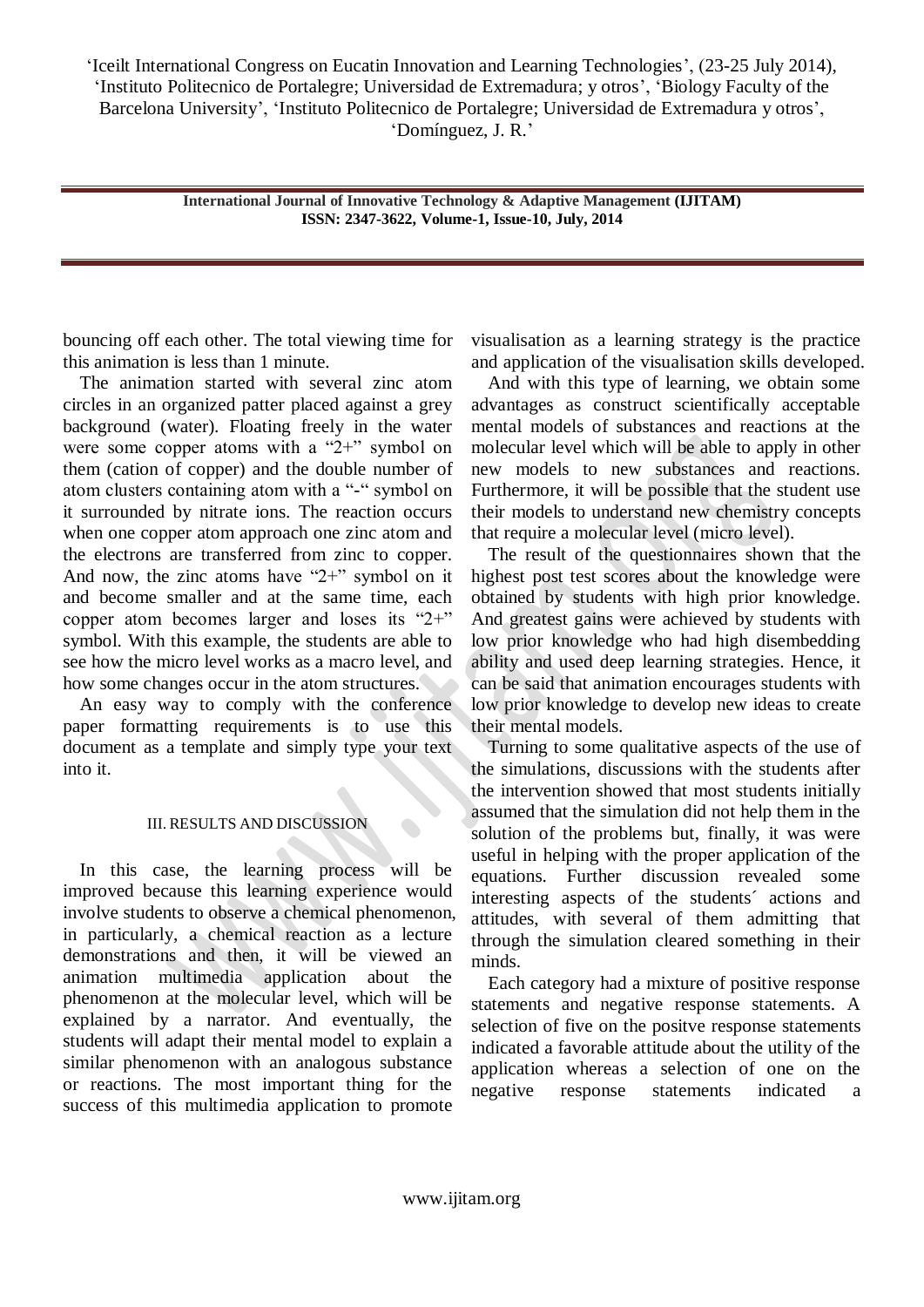bouncing off each other. The total viewing time for this animation is less than 1 minute.

The animation started with several zinc atom circles in an organized patter placed against a grey background (water). Floating freely in the water were some copper atoms with a "2+" symbol on them (cation of copper) and the double number of atom clusters containing atom with a "-" symbol on it surrounded by nitrate ions. The reaction occurs when one copper atom approach one zinc atom and the electrons are transferred from zinc to copper. And now, the zinc atoms have "2+" symbol on it and become smaller and at the same time, each copper atom becomes larger and loses its "2+" symbol. With this example, the students are able to see how the micro level works as a macro level, and how some changes occur in the atom structures.

An easy way to comply with the conference paper formatting requirements is to use this document as a template and simply type your text into it.

## III. RESULTS AND DISCUSSION

In this case, the learning process will be improved because this learning experience would involve students to observe a chemical phenomenon, in particularly, a chemical reaction as a lecture demonstrations and then, it will be viewed an animation multimedia application about the phenomenon at the molecular level, which will be explained by a narrator. And eventually, the students will adapt their mental model to explain a similar phenomenon with an analogous substance or reactions. The most important thing for the success of this multimedia application to promote visualisation as a learning strategy is the practice and application of the visualisation skills developed.

And with this type of learning, we obtain some advantages as construct scientifically acceptable mental models of substances and reactions at the molecular level which will be able to apply in other new models to new substances and reactions. Furthermore, it will be possible that the student use their models to understand new chemistry concepts that require a molecular level (micro level).

The result of the questionnaires shown that the highest post test scores about the knowledge were obtained by students with high prior knowledge. And greatest gains were achieved by students with low prior knowledge who had high disembedding ability and used deep learning strategies. Hence, it can be said that animation encourages students with low prior knowledge to develop new ideas to create their mental models.

Turning to some qualitative aspects of the use of the simulations, discussions with the students after the intervention showed that most students initially assumed that the simulation did not help them in the solution of the problems but, finally, it was were useful in helping with the proper application of the equations. Further discussion revealed some interesting aspects of the students´ actions and attitudes, with several of them admitting that through the simulation cleared something in their minds.

Each category had a mixture of positive response statements and negative response statements. A selection of five on the positve response statements indicated a favorable attitude about the utility of the application whereas a selection of one on the negative response statements indicated a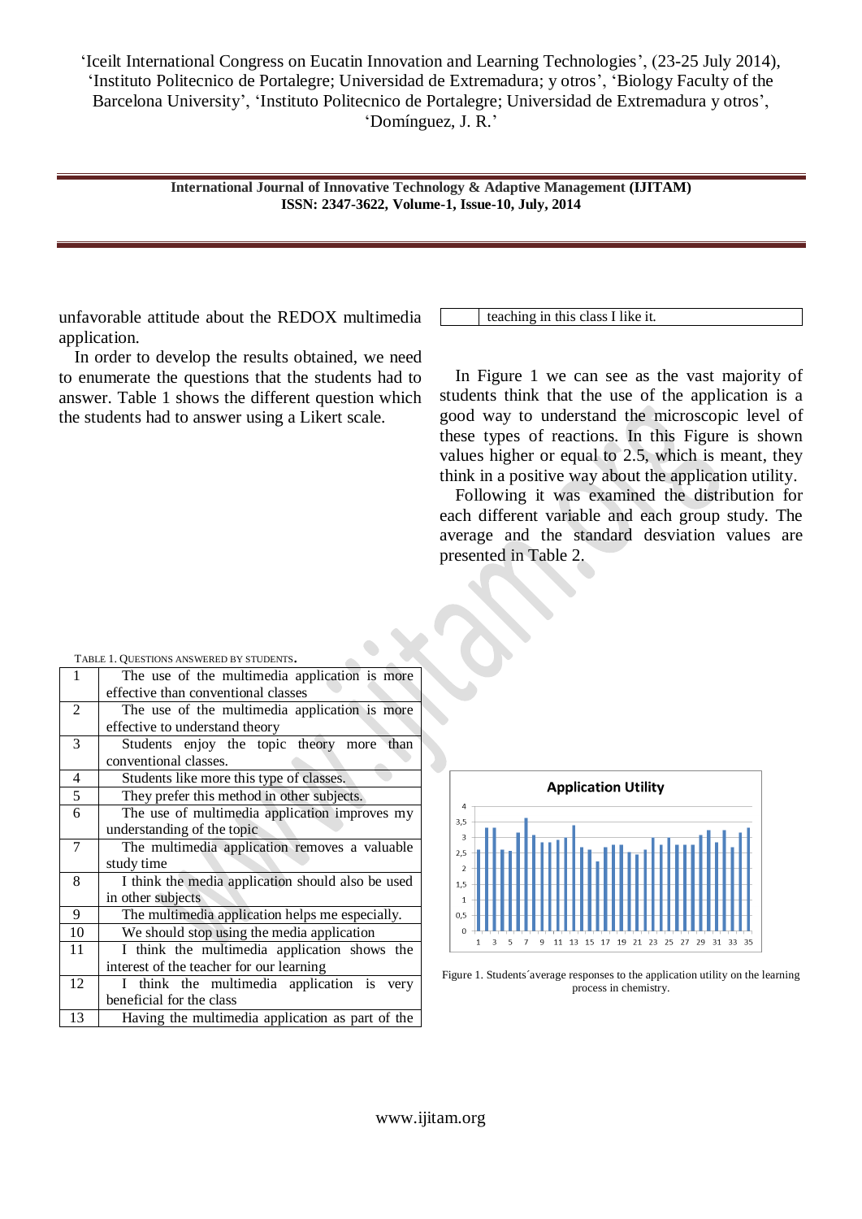unfavorable attitude about the REDOX multimedia application.

In order to develop the results obtained, we need to enumerate the questions that the students had to answer. Table 1 shows the different question which the students had to answer using a Likert scale.

TABLE 1. QUESTIONS ANSWERED BY STUDENTS.

| | |
|---|---|
| 1 | The use of the multimedia application is more effective than conventional classes |
| 2 | The use of the multimedia application is more effective to understand theory |
| 3 | Students enjoy the topic theory more than conventional classes. |
| 4 | Students like more this type of classes. |
| 5 | They prefer this method in other subjects. |
| 6 | The use of multimedia application improves my understanding of the topic |
| 7 | The multimedia application removes a valuable study time |
| 8 | I think the media application should also be used in other subjects |
| 9 | The multimedia application helps me especially. |
| 10 | We should stop using the media application |
| 11 | I think the multimedia application shows the interest of the teacher for our learning |
| 12 | I think multimedia application is very beneficial for the class |
| 13 | Having the multimedia application as part of the teaching in this class I like it. |

In Figure 1 we can see as the vast majority of students think that the use of the application is a good way to understand the microscopic level of these types of reactions. In this Figure is shown values higher or equal to 2.5, which is meant, they think in a positive way about the application utility.

Following it was examined the distribution for each different variable and each group study. The average and the standard desviation values are presented in Table 2.

Figure 1. Students´average responses to the application utility on the learning process in chemistry.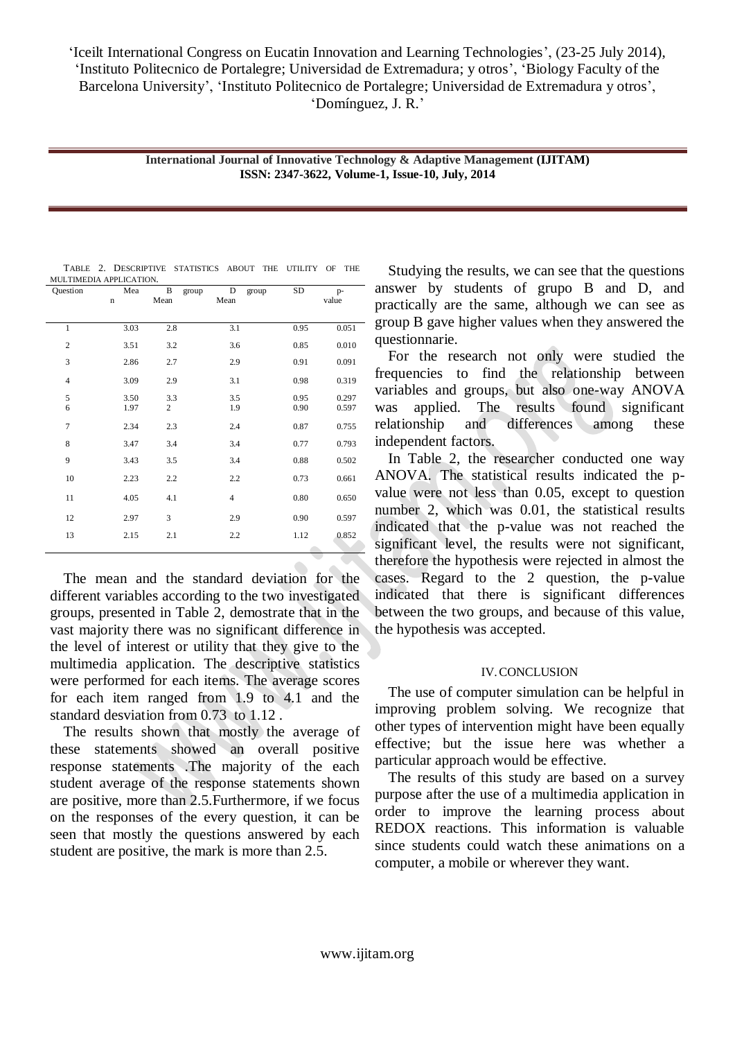Table 2. Descriptive statistics about the utility of the multimedia application.

| Question | Mean | B group Mean | D group Mean | SD | p-value |
|---|---|---|---|---|---|
| 1 | 3.03 | 2.8 | 3.1 | 0.95 | 0.051 |
| 2 | 3.51 | 3.2 | 3.6 | 0.85 | 0.010 |
| 3 | 2.86 | 2.7 | 2.9 | 0.91 | 0.091 |
| 4 | 3.09 | 2.9 | 3.1 | 0.98 | 0.319 |
| 5 | 3.50 | 3.3 | 3.5 | 0.95 | 0.297 |
| 6 | 1.97 | 2 | 1.9 | 0.90 | 0.597 |
| 7 | 2.34 | 2.3 | 2.4 | 0.87 | 0.755 |
| 8 | 3.47 | 3.4 | 3.4 | 0.77 | 0.793 |
| 9 | 3.43 | 3.5 | 3.4 | 0.88 | 0.502 |
| 10 | 2.23 | 2.2 | 2.2 | 0.73 | 0.661 |
| 11 | 4.05 | 4.1 | 4 | 0.80 | 0.650 |
| 12 | 2.97 | 3 | 2.9 | 0.90 | 0.597 |
| 13 | 2.15 | 2.1 | 2.2 | 1.12 | 0.852 |

The mean and the standard deviation for the different variables according to the two investigated groups, presented in Table 2, demostrate that in the vast majority there was no significant difference in the level of interest or utility that they give to the multimedia application. The descriptive statistics were performed for each items. The average scores for each item ranged from 1.9 to 4.1 and the standard desviation from 0.73 to 1.12 .

The results shown that mostly the average of these statements showed an overall positive response statements .The majority of the each student average of the response statements shown are positive, more than 2.5.Furthermore, if we focus on the responses of the every question, it can be seen that mostly the questions answered by each student are positive, the mark is more than 2.5.

Studying the results, we can see that the questions answer by students of grupo B and D, and practically are the same, although we can see as group B gave higher values when they answered the questionnarie.

For the research not only were studied the frequencies to find the relationship between variables and groups, but also one-way ANOVA was applied. The results found significant relationship and differences among these independent factors.

In Table 2, the researcher conducted one way ANOVA. The statistical results indicated the p-value were not less than 0.05, except to question number 2, which was 0.01, the statistical results indicated that the p-value was not reached the significant level, the results were not significant, therefore the hypothesis were rejected in almost the cases. Regard to the 2 question, the p-value indicated that there is significant differences between the two groups, and because of this value, the hypothesis was accepted.

## IV. CONCLUSION

The use of computer simulation can be helpful in improving problem solving. We recognize that other types of intervention might have been equally effective; but the issue here was whether a particular approach would be effective.

The results of this study are based on a survey purpose after the use of a multimedia application in order to improve the learning process about REDOX reactions. This information is valuable since students could watch these animations on a computer, a mobile or wherever they want.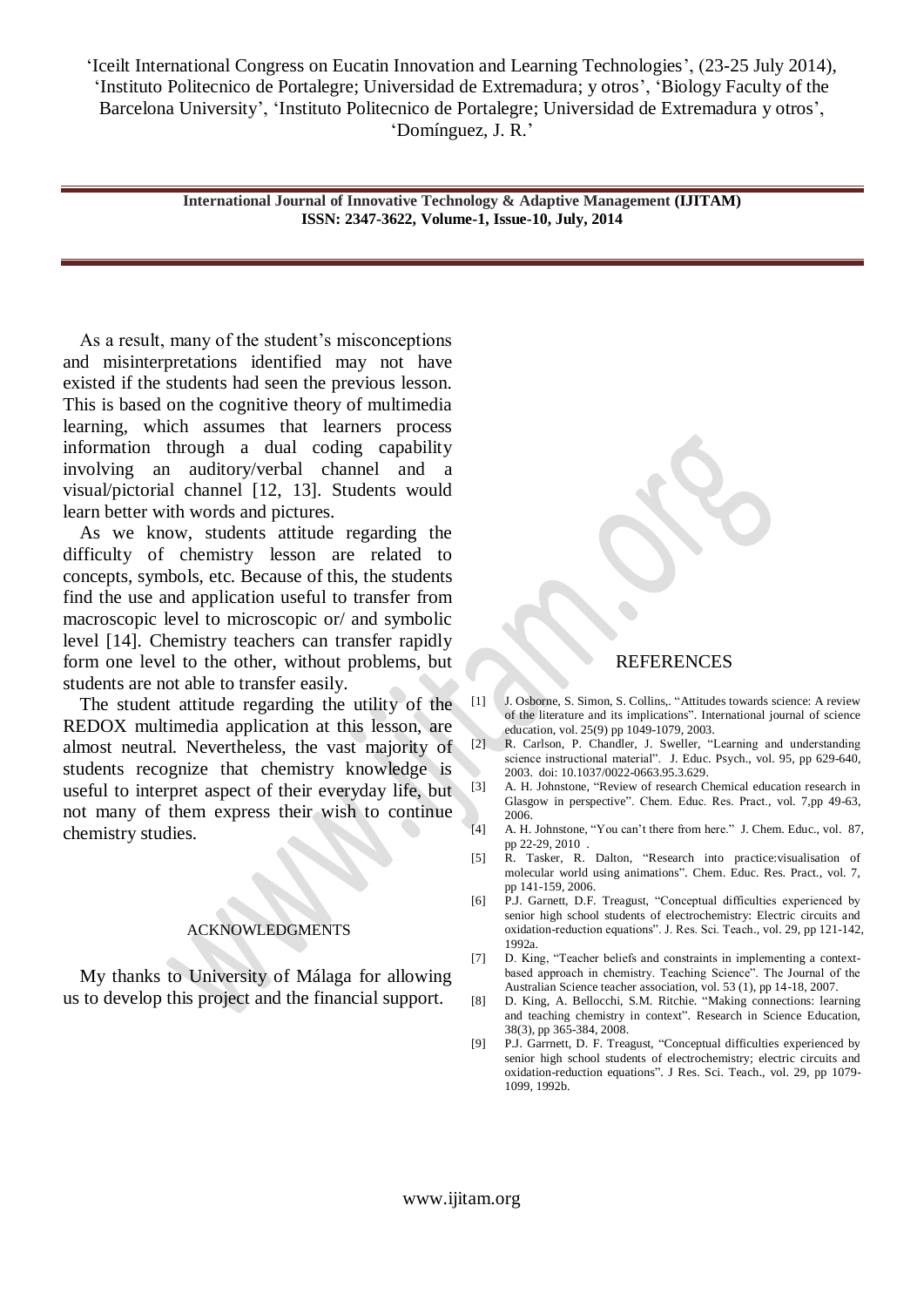As a result, many of the student's misconceptions and misinterpretations identified may not have existed if the students had seen the previous lesson. This is based on the cognitive theory of multimedia learning, which assumes that learners process information through a dual coding capability involving an auditory/verbal channel and a visual/pictorial channel [12, 13]. Students would learn better with words and pictures.

As we know, students attitude regarding the difficulty of chemistry lesson are related to concepts, symbols, etc. Because of this, the students find the use and application useful to transfer from macroscopic level to microscopic or/ and symbolic level [14]. Chemistry teachers can transfer rapidly form one level to the other, without problems, but students are not able to transfer easily.

The student attitude regarding the utility of the REDOX multimedia application at this lesson, are almost neutral. Nevertheless, the vast majority of students recognize that chemistry knowledge is useful to interpret aspect of their everyday life, but not many of them express their wish to continue chemistry studies.

## ACKNOWLEDGMENTS

My thanks to University of Málaga for allowing us to develop this project and the financial support.

## REFERENCES

[1] J. Osborne, S. Simon, S. Collins,. "Attitudes towards science: A review of the literature and its implications". International journal of science education, vol. 25(9) pp 1049-1079, 2003.

[2] R. Carlson, P. Chandler, J. Sweller, "Learning and understanding science instructional material". J. Educ. Psych., vol. 95, pp 629-640, 2003. doi: 10.1037/0022-0663.95.3.629.

[3] A. H. Johnstone, "Review of research Chemical education research in Glasgow in perspective". Chem. Educ. Res. Pract., vol. 7,pp 49-63, 2006.

[4] A. H. Johnstone, "You can't there from here." J. Chem. Educ., vol. 87, pp 22-29, 2010 .

[5] R. Tasker, R. Dalton, "Research into practice:visualisation of molecular world using animations". Chem. Educ. Res. Pract., vol. 7, pp 141-159, 2006.

[6] P.J. Garnett, D.F. Treagust, "Conceptual difficulties experienced by senior high school students of electrochemistry: Electric circuits and oxidation-reduction equations". J. Res. Sci. Teach., vol. 29, pp 121-142, 1992a.

[7] D. King, "Teacher beliefs and constraints in implementing a context-based approach in chemistry. Teaching Science". The Journal of the Australian Science teacher association, vol. 53 (1), pp 14-18, 2007.

[8] D. King, A. Bellocchi, S.M. Ritchie. "Making connections: learning and teaching chemistry in context". Research in Science Education, 38(3), pp 365-384, 2008.

[9] P.J. Garrnett, D. F. Treagust, "Conceptual difficulties experienced by senior high school students of electrochemistry; electric circuits and oxidation-reduction equations". J Res. Sci. Teach., vol. 29, pp 1079-1099, 1992b.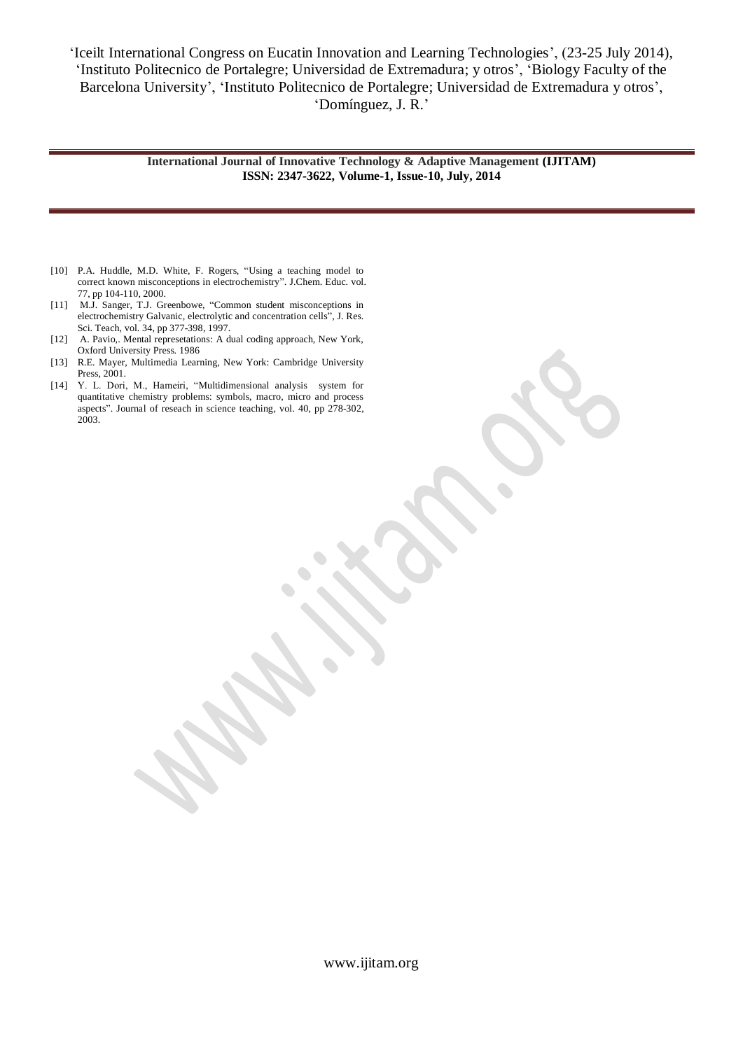- [10] P.A. Huddle, M.D. White, F. Rogers, "Using a teaching model to correct known misconceptions in electrochemistry". J.Chem. Educ. vol. 77, pp 104-110, 2000.
- [11] M.J. Sanger, T.J. Greenbowe, "Common student misconceptions in electrochemistry Galvanic, electrolytic and concentration cells", J. Res. Sci. Teach, vol. 34, pp 377-398, 1997.
- [12] A. Pavio,. Mental represetations: A dual coding approach, New York, Oxford University Press. 1986
- [13] R.E. Mayer, Multimedia Learning, New York: Cambridge University Press, 2001.
- [14] Y. L. Dori, M., Hameiri, "Multidimensional analysis system for quantitative chemistry problems: symbols, macro, micro and process aspects". Journal of reseach in science teaching, vol. 40, pp 278-302, 2003.